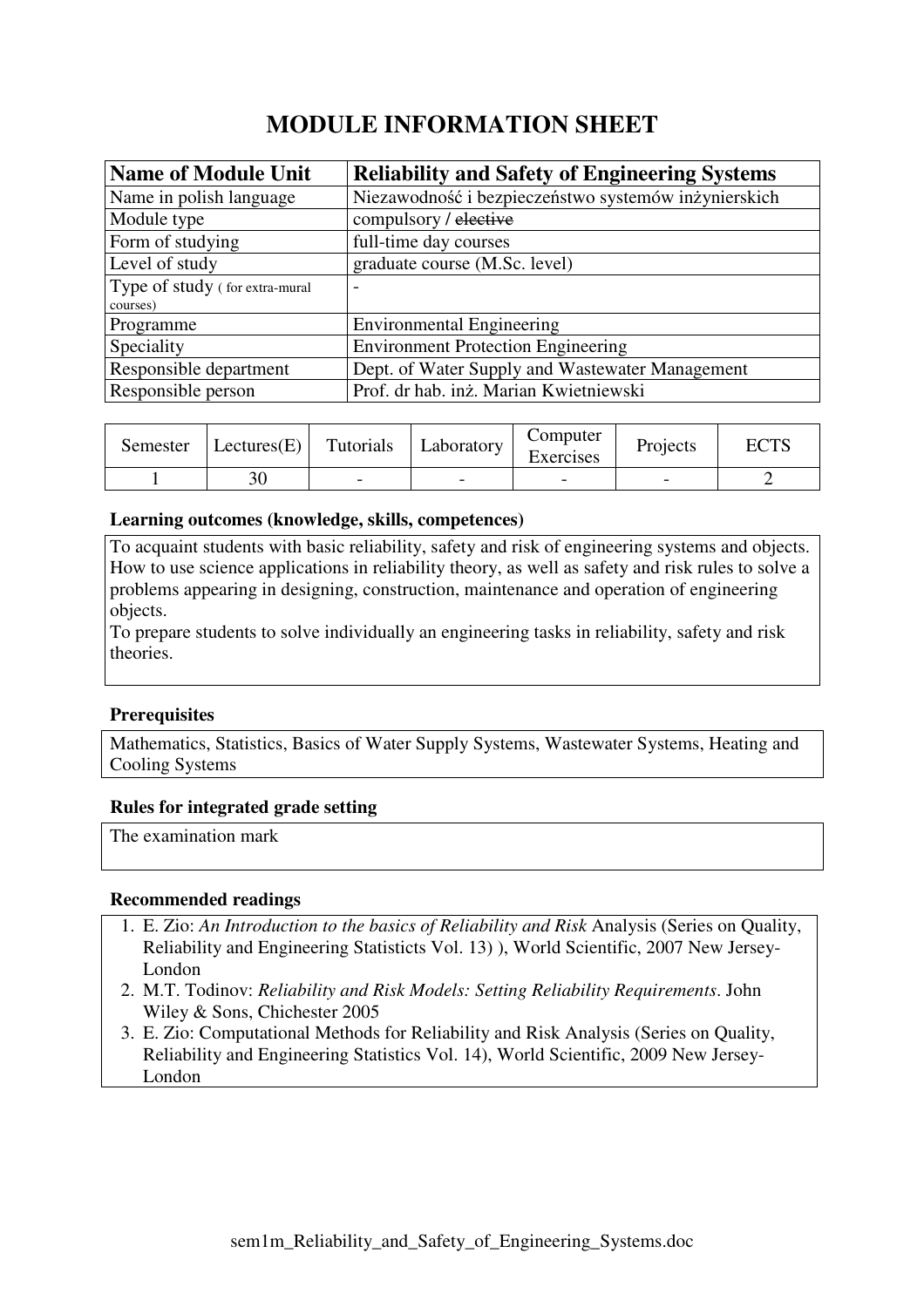# MODULE INFORMATION SHEET

| **Name of Module Unit** | **Reliability and Safety of Engineering Systems** |
| --- | --- |
| Name in polish language | Niezawodność i bezpieczeństwo systemów inżynierskich |
| Module type | compulsory / ~~elective~~ |
| Form of studying | full-time day courses |
| Level of study | graduate course (M.Sc. level) |
| Type of study ( for extra-mural courses) | - |
| Programme | Environmental Engineering |
| Speciality | Environment Protection Engineering |
| Responsible department | Dept. of Water Supply and Wastewater Management |
| Responsible person | Prof. dr hab. inż. Marian Kwietniewski |

| Semester | Lectures(E) | Tutorials | Laboratory | Computer Exercises | Projects | ECTS |
| --- | --- | --- | --- | --- | --- | --- |
| 1 | 30 | - | - | - | - | 2 |

### Learning outcomes (knowledge, skills, competences)

To acquaint students with basic reliability, safety and risk of engineering systems and objects. How to use science applications in reliability theory, as well as safety and risk rules to solve a problems appearing in designing, construction, maintenance and operation of engineering objects.
To prepare students to solve individually an engineering tasks in reliability, safety and risk theories.

### Prerequisites

Mathematics, Statistics, Basics of Water Supply Systems, Wastewater Systems, Heating and Cooling Systems

### Rules for integrated grade setting

The examination mark

### Recommended readings

1. E. Zio: *An Introduction to the basics of Reliability and Risk* Analysis (Series on Quality, Reliability and Engineering Statisticts Vol. 13) ), World Scientific, 2007 New Jersey-London
2. M.T. Todinov: *Reliability and Risk Models: Setting Reliability Requirements*. John Wiley & Sons, Chichester 2005
3. E. Zio: Computational Methods for Reliability and Risk Analysis (Series on Quality, Reliability and Engineering Statistics Vol. 14), World Scientific, 2009 New Jersey-London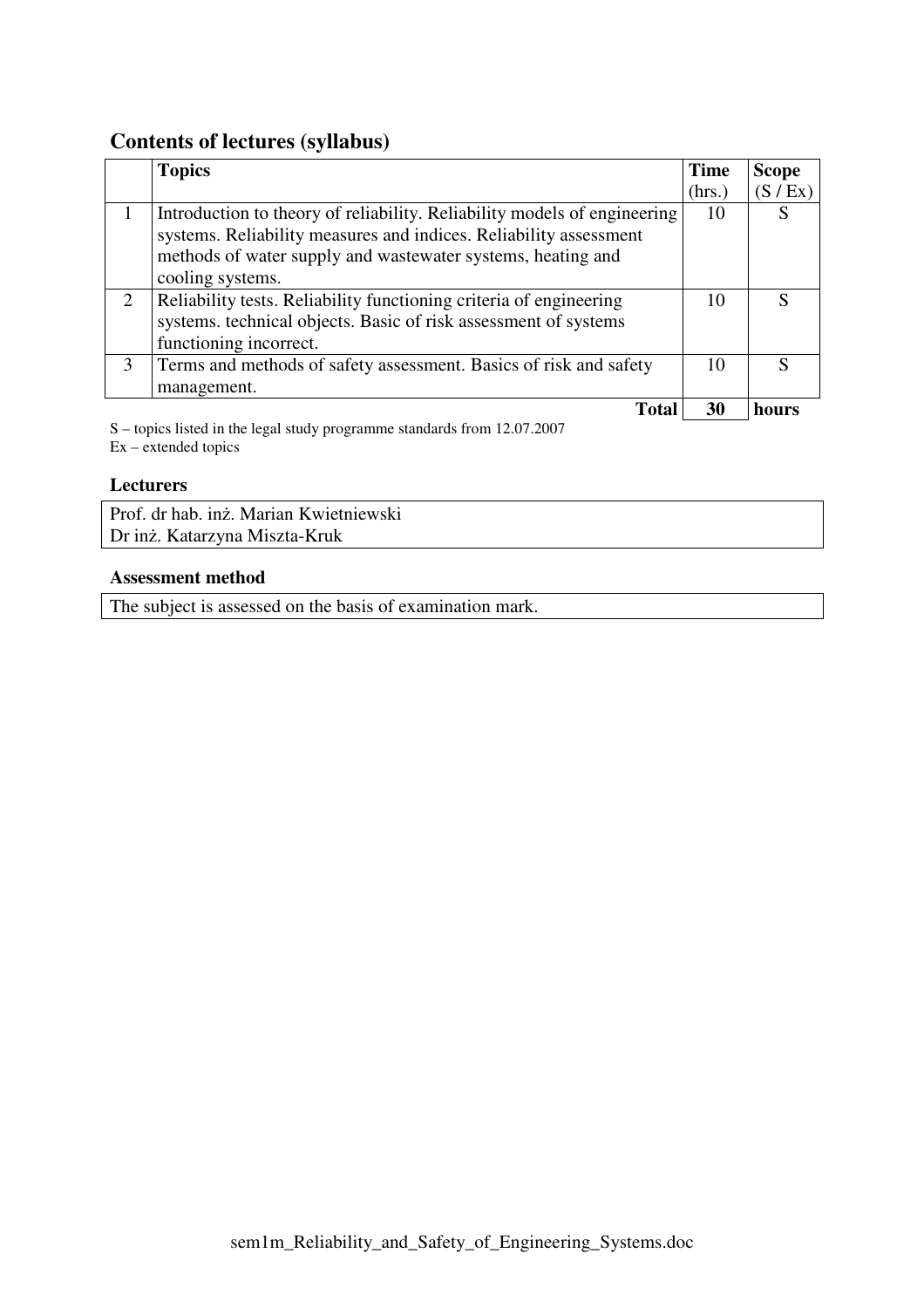## Contents of lectures (syllabus)

| | Topics | Time (hrs.) | Scope (S / Ex) |
|---|---|---|---|
| 1 | Introduction to theory of reliability. Reliability models of engineering systems. Reliability measures and indices. Reliability assessment methods of water supply and wastewater systems, heating and cooling systems. | 10 | S |
| 2 | Reliability tests. Reliability functioning criteria of engineering systems. technical objects. Basic of risk assessment of systems functioning incorrect. | 10 | S |
| 3 | Terms and methods of safety assessment. Basics of risk and safety management. | 10 | S |
| | **Total** | **30** | **hours** |

S – topics listed in the legal study programme standards from 12.07.2007
Ex – extended topics

### Lecturers

Prof. dr hab. inż. Marian Kwietniewski
Dr inż. Katarzyna Miszta-Kruk

### Assessment method

The subject is assessed on the basis of examination mark.